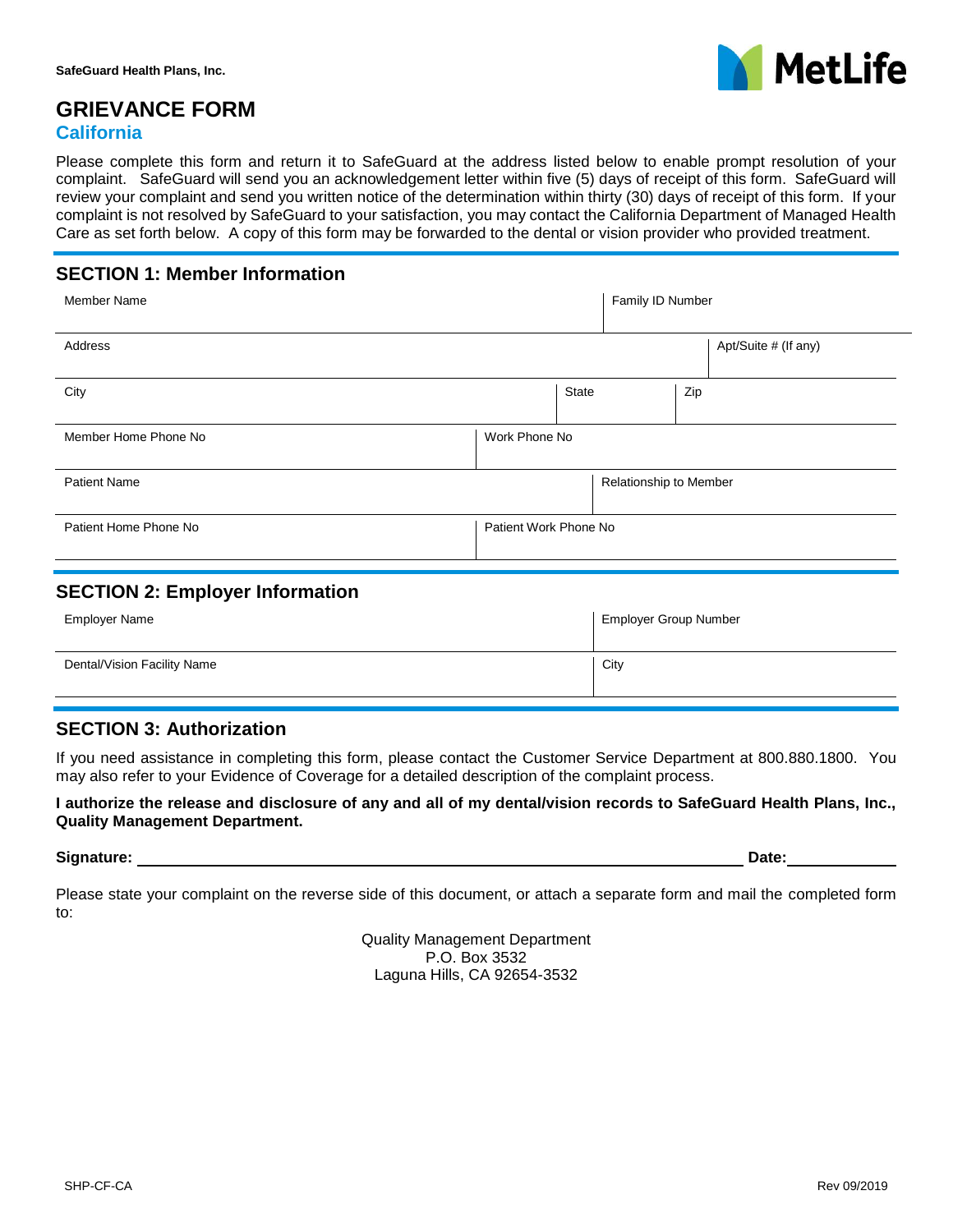SafeGuard Health Plans, Inc.

MetLife

# GRIEVANCE FORM

## California

Please complete this form and return it to SafeGuard at the address listed below to enable prompt resolution of your complaint. SafeGuard will send you an acknowledgement letter within five (5) days of receipt of this form. SafeGuard will review your complaint and send you written notice of the determination within thirty (30) days of receipt of this form. If your complaint is not resolved by SafeGuard to your satisfaction, you may contact the California Department of Managed Health Care as set forth below. A copy of this form may be forwarded to the dental or vision provider who provided treatment.

## SECTION 1: Member Information

| Member Name | | Family ID Number |
|---|---|---|
| Address | | Apt/Suite # (If any) |
| City | State | Zip |
| Member Home Phone No | | Work Phone No |
| Patient Name | | Relationship to Member |
| Patient Home Phone No | | Patient Work Phone No |

## SECTION 2: Employer Information

| Employer Name | Employer Group Number |
|---|---|
| Dental/Vision Facility Name | City |

## SECTION 3: Authorization

If you need assistance in completing this form, please contact the Customer Service Department at 800.880.1800. You may also refer to your Evidence of Coverage for a detailed description of the complaint process.

**I authorize the release and disclosure of any and all of my dental/vision records to SafeGuard Health Plans, Inc., Quality Management Department.**

**Signature:** ______________________________ **Date:** ____________

Please state your complaint on the reverse side of this document, or attach a separate form and mail the completed form to:

Quality Management Department
P.O. Box 3532
Laguna Hills, CA 92654-3532

SHP-CF-CA Rev 09/2019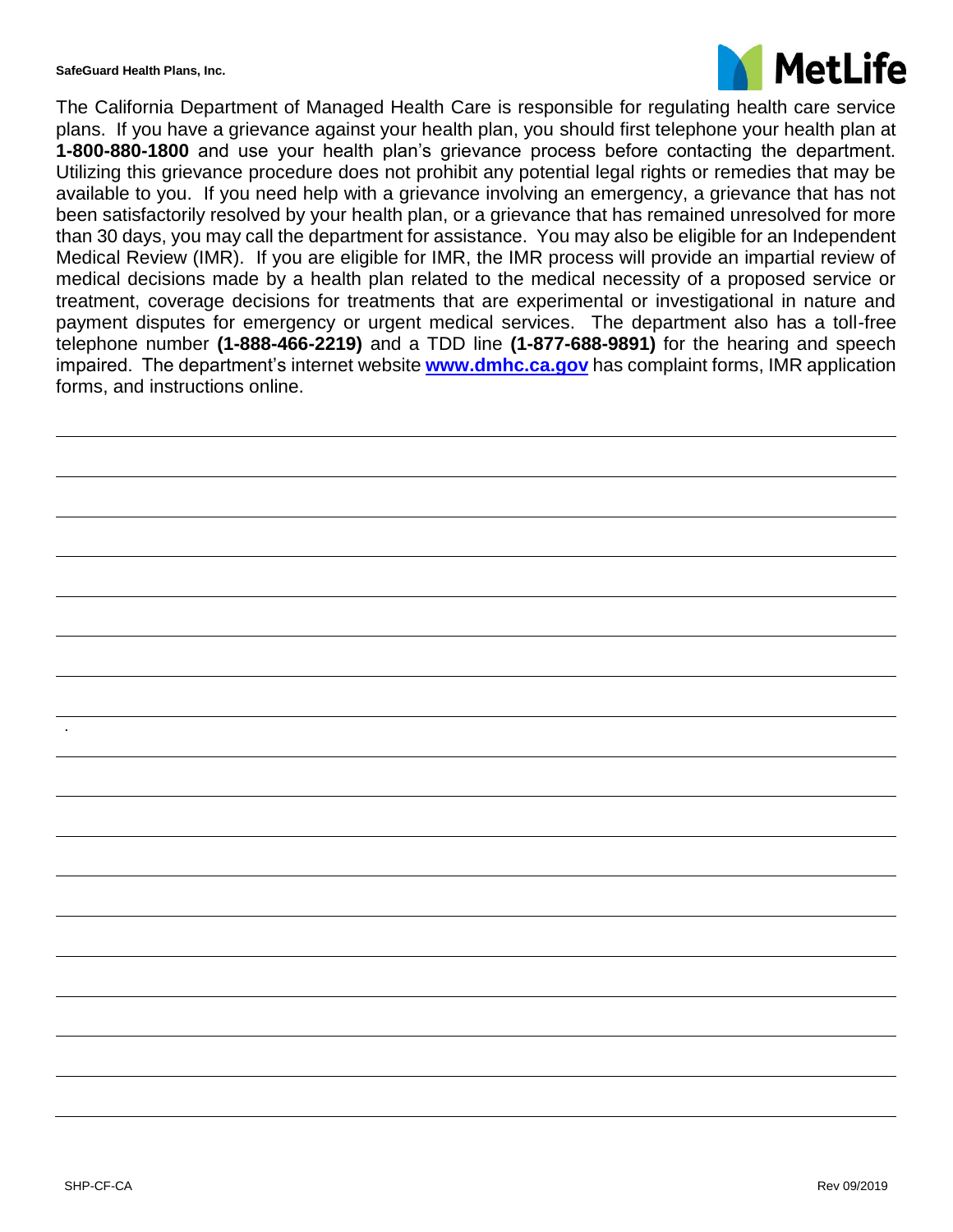**SafeGuard Health Plans, Inc.**

The California Department of Managed Health Care is responsible for regulating health care service plans. If you have a grievance against your health plan, you should first telephone your health plan at **1-800-880-1800** and use your health plan's grievance process before contacting the department. Utilizing this grievance procedure does not prohibit any potential legal rights or remedies that may be available to you. If you need help with a grievance involving an emergency, a grievance that has not been satisfactorily resolved by your health plan, or a grievance that has remained unresolved for more than 30 days, you may call the department for assistance. You may also be eligible for an Independent Medical Review (IMR). If you are eligible for IMR, the IMR process will provide an impartial review of medical decisions made by a health plan related to the medical necessity of a proposed service or treatment, coverage decisions for treatments that are experimental or investigational in nature and payment disputes for emergency or urgent medical services. The department also has a toll-free telephone number **(1-888-466-2219)** and a TDD line **(1-877-688-9891)** for the hearing and speech impaired. The department's internet website **[www.dmhc.ca.gov](http://www.dmhc.ca.gov)** has complaint forms, IMR application forms, and instructions online.

SHP-CF-CA

Rev 09/2019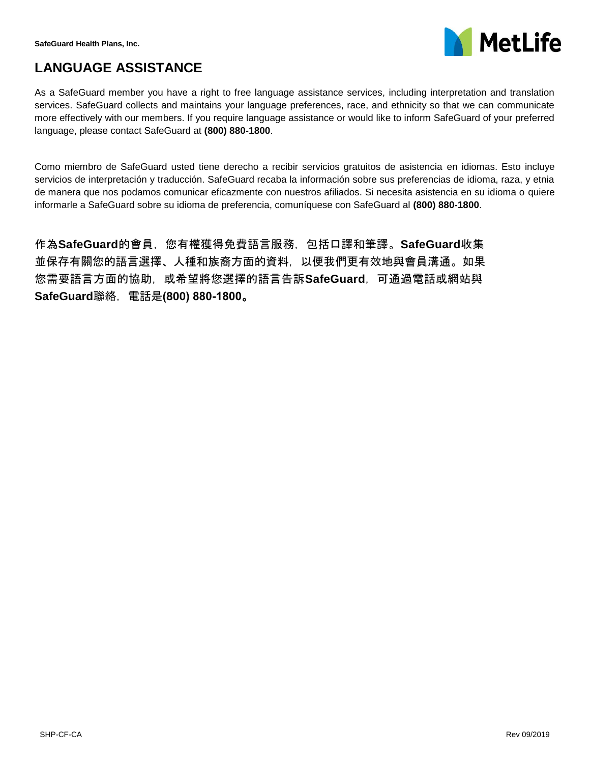SafeGuard Health Plans, Inc.

# LANGUAGE ASSISTANCE

As a SafeGuard member you have a right to free language assistance services, including interpretation and translation services. SafeGuard collects and maintains your language preferences, race, and ethnicity so that we can communicate more effectively with our members. If you require language assistance or would like to inform SafeGuard of your preferred language, please contact SafeGuard at **(800) 880-1800**.

Como miembro de SafeGuard usted tiene derecho a recibir servicios gratuitos de asistencia en idiomas. Esto incluye servicios de interpretación y traducción. SafeGuard recaba la información sobre sus preferencias de idioma, raza, y etnia de manera que nos podamos comunicar eficazmente con nuestros afiliados. Si necesita asistencia en su idioma o quiere informarle a SafeGuard sobre su idioma de preferencia, comuníquese con SafeGuard al **(800) 880-1800**.

作為**SafeGuard**的會員，您有權獲得免費語言服務，包括口譯和筆譯。**SafeGuard**收集並保存有關您的語言選擇、人種和族裔方面的資料，以便我們更有效地與會員溝通。如果您需要語言方面的協助，或希望將您選擇的語言告訴**SafeGuard**，可通過電話或網站與**SafeGuard**聯絡，電話是**(800) 880-1800。**

SHP-CF-CA

Rev 09/2019